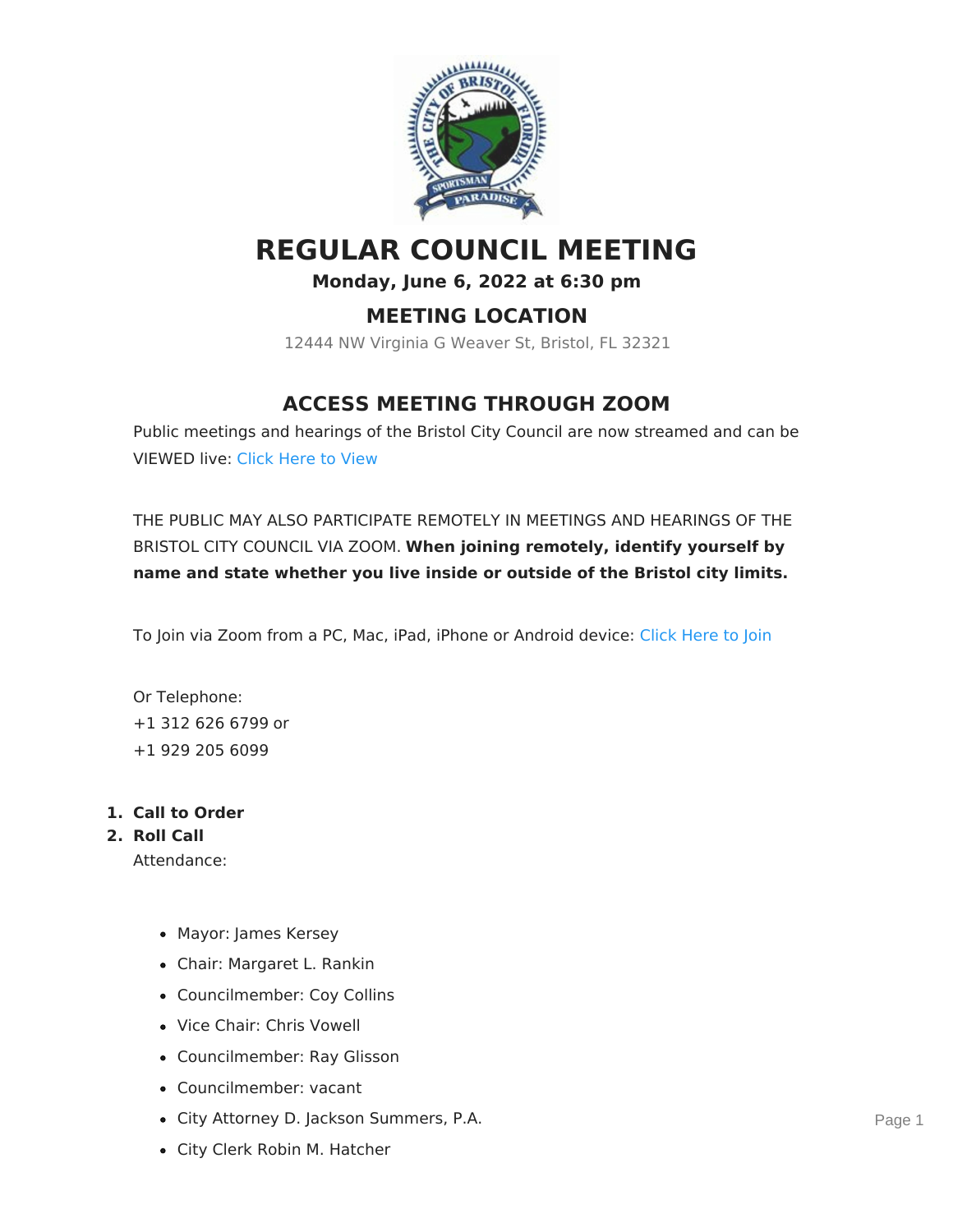# REGULAR COUNCIL MEETING

**Monday, June 6, 2022 at 6:30 pm**

## MEETING LOCATION

12444 NW Virginia G Weaver St, Bristol, FL 32321

## ACCESS MEETING THROUGH ZOOM

Public meetings and hearings of the Bristol City Council are now streamed and can be VIEWED live: Click Here to View

THE PUBLIC MAY ALSO PARTICIPATE REMOTELY IN MEETINGS AND HEARINGS OF THE BRISTOL CITY COUNCIL VIA ZOOM. **When joining remotely, identify yourself by name and state whether you live inside or outside of the Bristol city limits.**

To Join via Zoom from a PC, Mac, iPad, iPhone or Android device: Click Here to Join

Or Telephone:
+1 312 626 6799 or
+1 929 205 6099

1. **Call to Order**
2. **Roll Call**

   Attendance:

   - Mayor: James Kersey
   - Chair: Margaret L. Rankin
   - Councilmember: Coy Collins
   - Vice Chair: Chris Vowell
   - Councilmember: Ray Glisson
   - Councilmember: vacant
   - City Attorney D. Jackson Summers, P.A.
   - City Clerk Robin M. Hatcher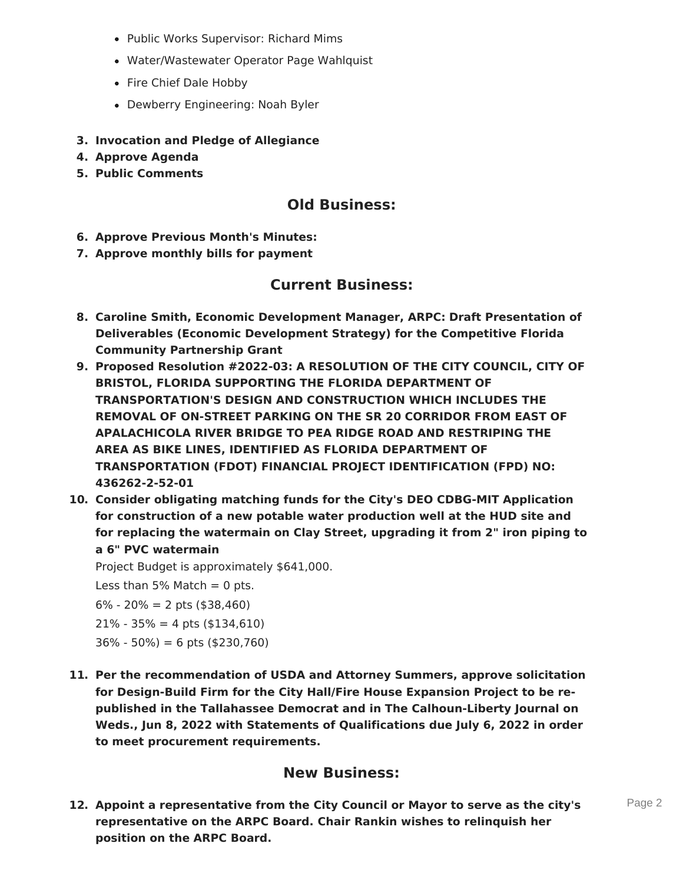- Public Works Supervisor: Richard Mims
- Water/Wastewater Operator Page Wahlquist
- Fire Chief Dale Hobby
- Dewberry Engineering: Noah Byler

3. **Invocation and Pledge of Allegiance**
4. **Approve Agenda**
5. **Public Comments**

## Old Business:

6. **Approve Previous Month's Minutes:**
7. **Approve monthly bills for payment**

## Current Business:

8. **Caroline Smith, Economic Development Manager, ARPC: Draft Presentation of Deliverables (Economic Development Strategy) for the Competitive Florida Community Partnership Grant**
9. **Proposed Resolution #2022-03: A RESOLUTION OF THE CITY COUNCIL, CITY OF BRISTOL, FLORIDA SUPPORTING THE FLORIDA DEPARTMENT OF TRANSPORTATION'S DESIGN AND CONSTRUCTION WHICH INCLUDES THE REMOVAL OF ON-STREET PARKING ON THE SR 20 CORRIDOR FROM EAST OF APALACHICOLA RIVER BRIDGE TO PEA RIDGE ROAD AND RESTRIPING THE AREA AS BIKE LINES, IDENTIFIED AS FLORIDA DEPARTMENT OF TRANSPORTATION (FDOT) FINANCIAL PROJECT IDENTIFICATION (FPD) NO: 436262-2-52-01**
10. **Consider obligating matching funds for the City's DEO CDBG-MIT Application for construction of a new potable water production well at the HUD site and for replacing the watermain on Clay Street, upgrading it from 2" iron piping to a 6" PVC watermain**

    Project Budget is approximately $641,000.

    Less than 5% Match = 0 pts.

    6% - 20% = 2 pts ($38,460)

    21% - 35% = 4 pts ($134,610)

    36% - 50%) = 6 pts ($230,760)

11. **Per the recommendation of USDA and Attorney Summers, approve solicitation for Design-Build Firm for the City Hall/Fire House Expansion Project to be re-published in the Tallahassee Democrat and in The Calhoun-Liberty Journal on Weds., Jun 8, 2022 with Statements of Qualifications due July 6, 2022 in order to meet procurement requirements.**

## New Business:

12. **Appoint a representative from the City Council or Mayor to serve as the city's representative on the ARPC Board. Chair Rankin wishes to relinquish her position on the ARPC Board.**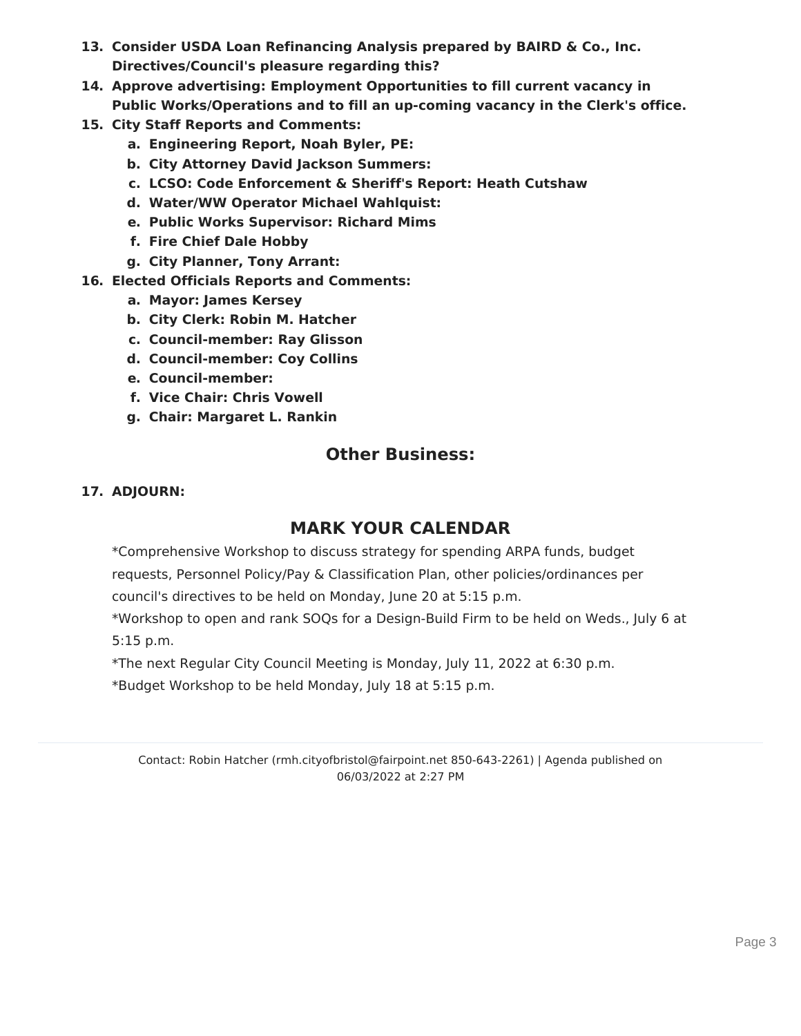13. **Consider USDA Loan Refinancing Analysis prepared by BAIRD & Co., Inc. Directives/Council's pleasure regarding this?**
14. **Approve advertising: Employment Opportunities to fill current vacancy in Public Works/Operations and to fill an up-coming vacancy in the Clerk's office.**
15. **City Staff Reports and Comments:**
    a. **Engineering Report, Noah Byler, PE:**
    b. **City Attorney David Jackson Summers:**
    c. **LCSO: Code Enforcement & Sheriff's Report: Heath Cutshaw**
    d. **Water/WW Operator Michael Wahlquist:**
    e. **Public Works Supervisor: Richard Mims**
    f. **Fire Chief Dale Hobby**
    g. **City Planner, Tony Arrant:**
16. **Elected Officials Reports and Comments:**
    a. **Mayor: James Kersey**
    b. **City Clerk: Robin M. Hatcher**
    c. **Council-member: Ray Glisson**
    d. **Council-member: Coy Collins**
    e. **Council-member:**
    f. **Vice Chair: Chris Vowell**
    g. **Chair: Margaret L. Rankin**

## Other Business:

17. **ADJOURN:**

## MARK YOUR CALENDAR

*Comprehensive Workshop to discuss strategy for spending ARPA funds, budget requests, Personnel Policy/Pay & Classification Plan, other policies/ordinances per council's directives to be held on Monday, June 20 at 5:15 p.m.

*Workshop to open and rank SOQs for a Design-Build Firm to be held on Weds., July 6 at 5:15 p.m.

*The next Regular City Council Meeting is Monday, July 11, 2022 at 6:30 p.m.

*Budget Workshop to be held Monday, July 18 at 5:15 p.m.

Contact: Robin Hatcher (rmh.cityofbristol@fairpoint.net 850-643-2261) | Agenda published on 06/03/2022 at 2:27 PM